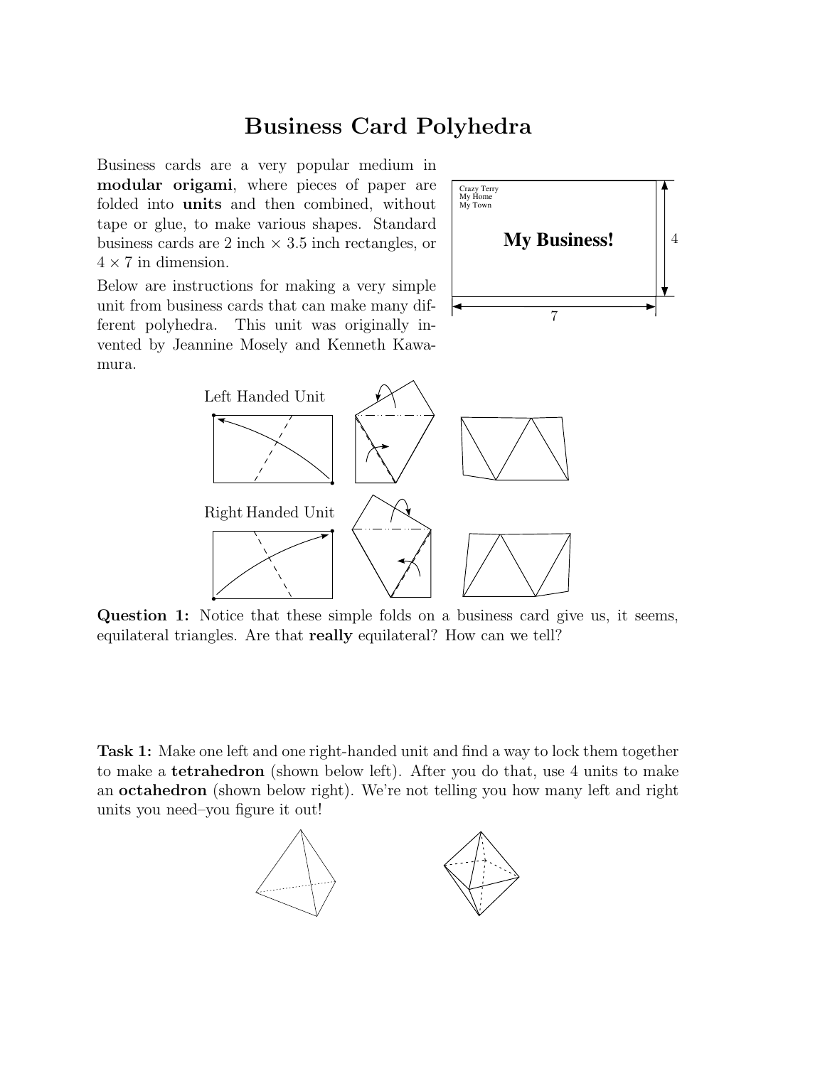# Business Card Polyhedra

Business cards are a very popular medium in **modular origami**, where pieces of paper are folded into **units** and then combined, without tape or glue, to make various shapes. Standard business cards are 2 inch × 3.5 inch rectangles, or $4 \times 7$ in dimension.

Below are instructions for making a very simple unit from business cards that can make many different polyhedra. This unit was originally invented by Jeannine Mosely and Kenneth Kawamura.

Left Handed Unit

Right Handed Unit

**Question 1:** Notice that these simple folds on a business card give us, it seems, equilateral triangles. Are that **really** equilateral? How can we tell?

**Task 1:** Make one left and one right-handed unit and find a way to lock them together to make a **tetrahedron** (shown below left). After you do that, use 4 units to make an **octahedron** (shown below right). We're not telling you how many left and right units you need–you figure it out!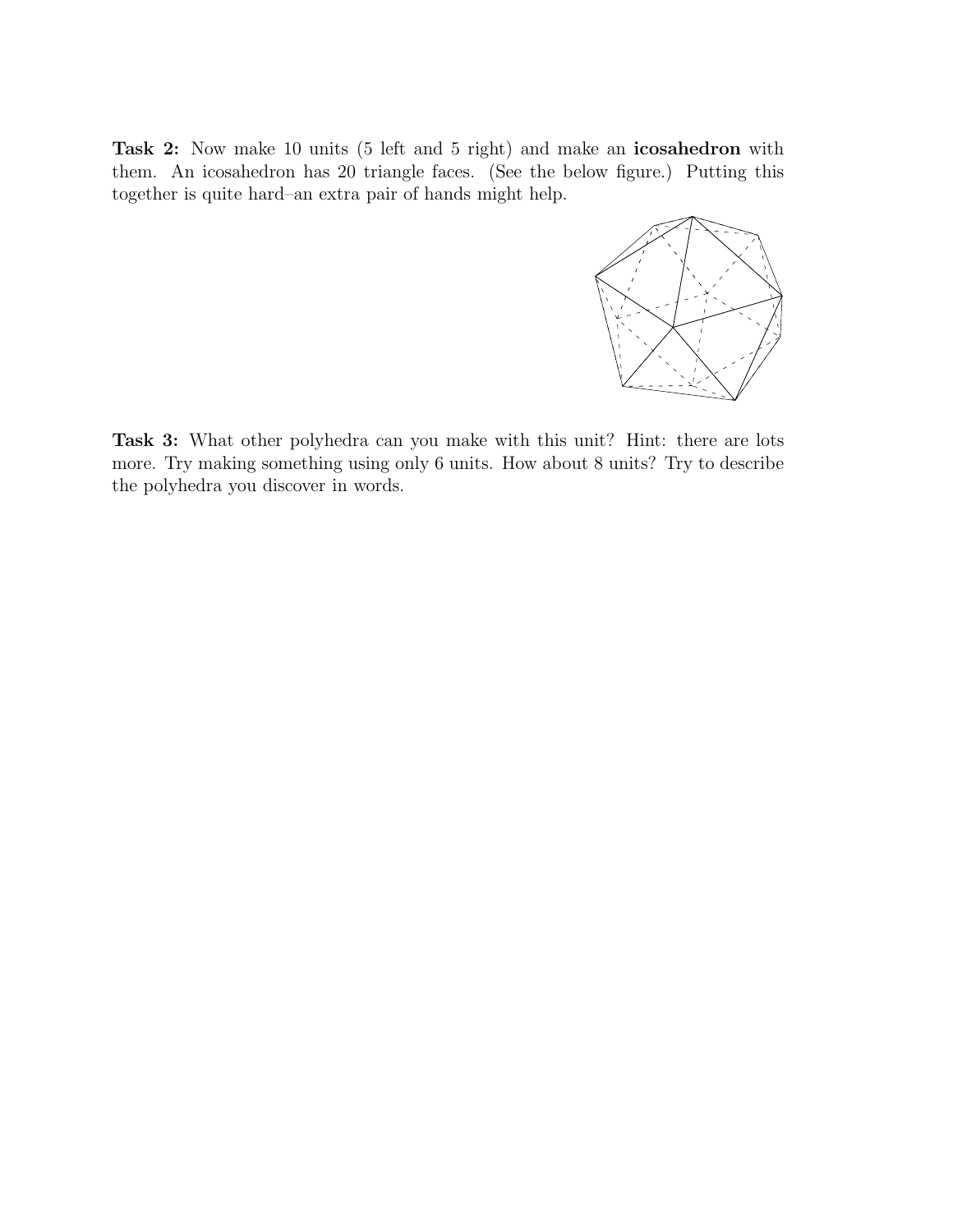**Task 2:** Now make 10 units (5 left and 5 right) and make an **icosahedron** with them. An icosahedron has 20 triangle faces. (See the below figure.) Putting this together is quite hard–an extra pair of hands might help.

**Task 3:** What other polyhedra can you make with this unit? Hint: there are lots more. Try making something using only 6 units. How about 8 units? Try to describe the polyhedra you discover in words.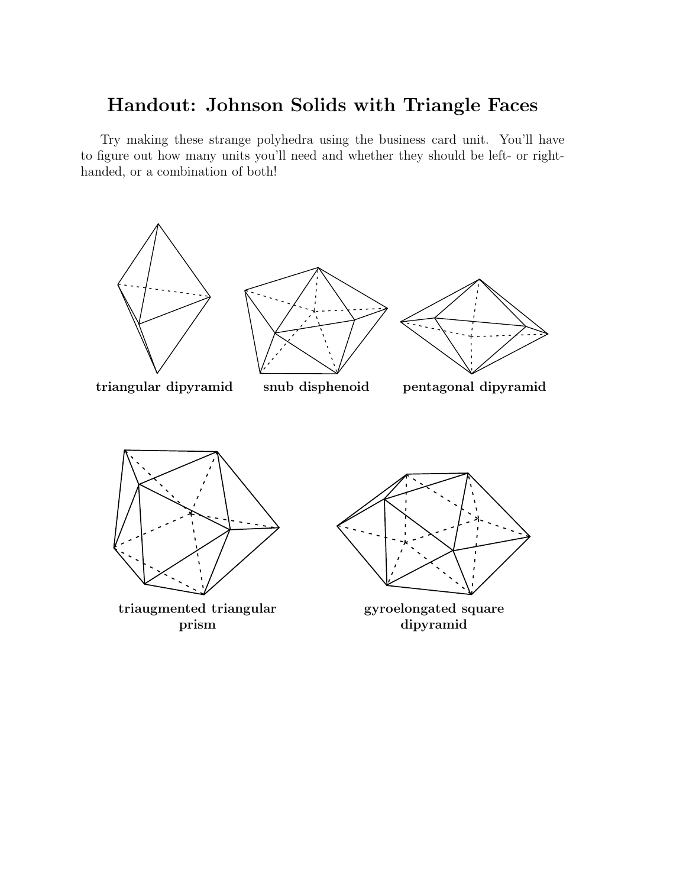# Handout: Johnson Solids with Triangle Faces

Try making these strange polyhedra using the business card unit. You'll have to figure out how many units you'll need and whether they should be left- or right-handed, or a combination of both!

**triangular dipyramid**

**snub disphenoid**

**pentagonal dipyramid**

**triaugmented triangular prism**

**gyroelongated square dipyramid**